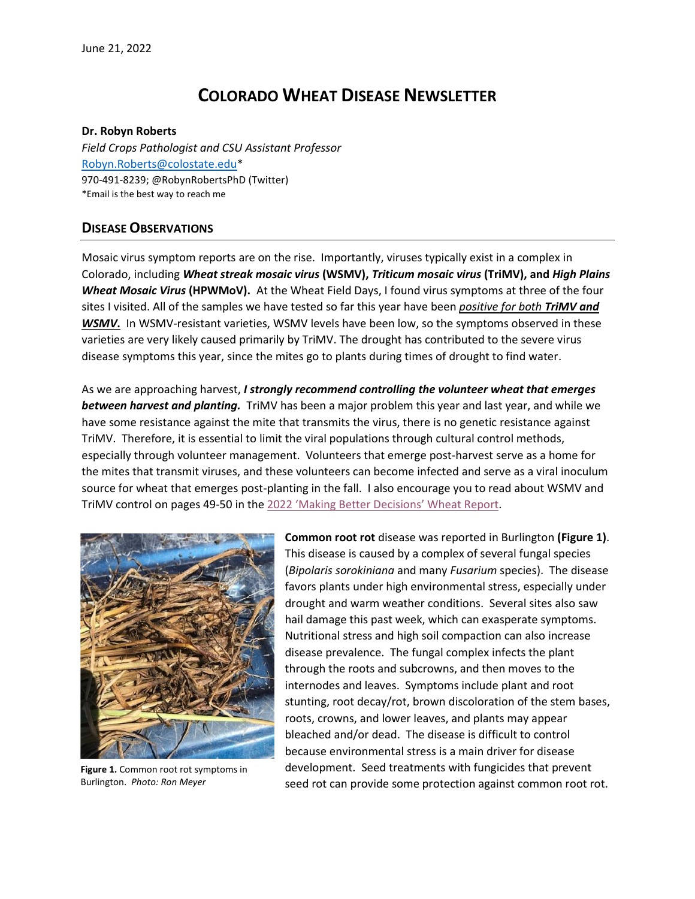June 21, 2022

# Colorado Wheat Disease Newsletter

**Dr. Robyn Roberts**
*Field Crops Pathologist and CSU Assistant Professor*
Robyn.Roberts@colostate.edu*
970-491-8239; @RobynRobertsPhD (Twitter)
*Email is the best way to reach me

## Disease Observations

Mosaic virus symptom reports are on the rise. Importantly, viruses typically exist in a complex in Colorado, including ***Wheat streak mosaic virus*** **(WSMV),** ***Triticum mosaic virus*** **(TriMV), and** ***High Plains Wheat Mosaic Virus*** **(HPWMoV).** At the Wheat Field Days, I found virus symptoms at three of the four sites I visited. All of the samples we have tested so far this year have been *positive for both* ***TriMV and WSMV.*** In WSMV-resistant varieties, WSMV levels have been low, so the symptoms observed in these varieties are very likely caused primarily by TriMV. The drought has contributed to the severe virus disease symptoms this year, since the mites go to plants during times of drought to find water.

As we are approaching harvest, ***I strongly recommend controlling the volunteer wheat that emerges between harvest and planting.*** TriMV has been a major problem this year and last year, and while we have some resistance against the mite that transmits the virus, there is no genetic resistance against TriMV. Therefore, it is essential to limit the viral populations through cultural control methods, especially through volunteer management. Volunteers that emerge post-harvest serve as a home for the mites that transmit viruses, and these volunteers can become infected and serve as a viral inoculum source for wheat that emerges post-planting in the fall. I also encourage you to read about WSMV and TriMV control on pages 49-50 in the 2022 'Making Better Decisions' Wheat Report.

**Figure 1.** Common root rot symptoms in Burlington. *Photo: Ron Meyer*

**Common root rot** disease was reported in Burlington **(Figure 1)**. This disease is caused by a complex of several fungal species (*Bipolaris sorokiniana* and many *Fusarium* species). The disease favors plants under high environmental stress, especially under drought and warm weather conditions. Several sites also saw hail damage this past week, which can exasperate symptoms. Nutritional stress and high soil compaction can also increase disease prevalence. The fungal complex infects the plant through the roots and subcrowns, and then moves to the internodes and leaves. Symptoms include plant and root stunting, root decay/rot, brown discoloration of the stem bases, roots, crowns, and lower leaves, and plants may appear bleached and/or dead. The disease is difficult to control because environmental stress is a main driver for disease development. Seed treatments with fungicides that prevent seed rot can provide some protection against common root rot.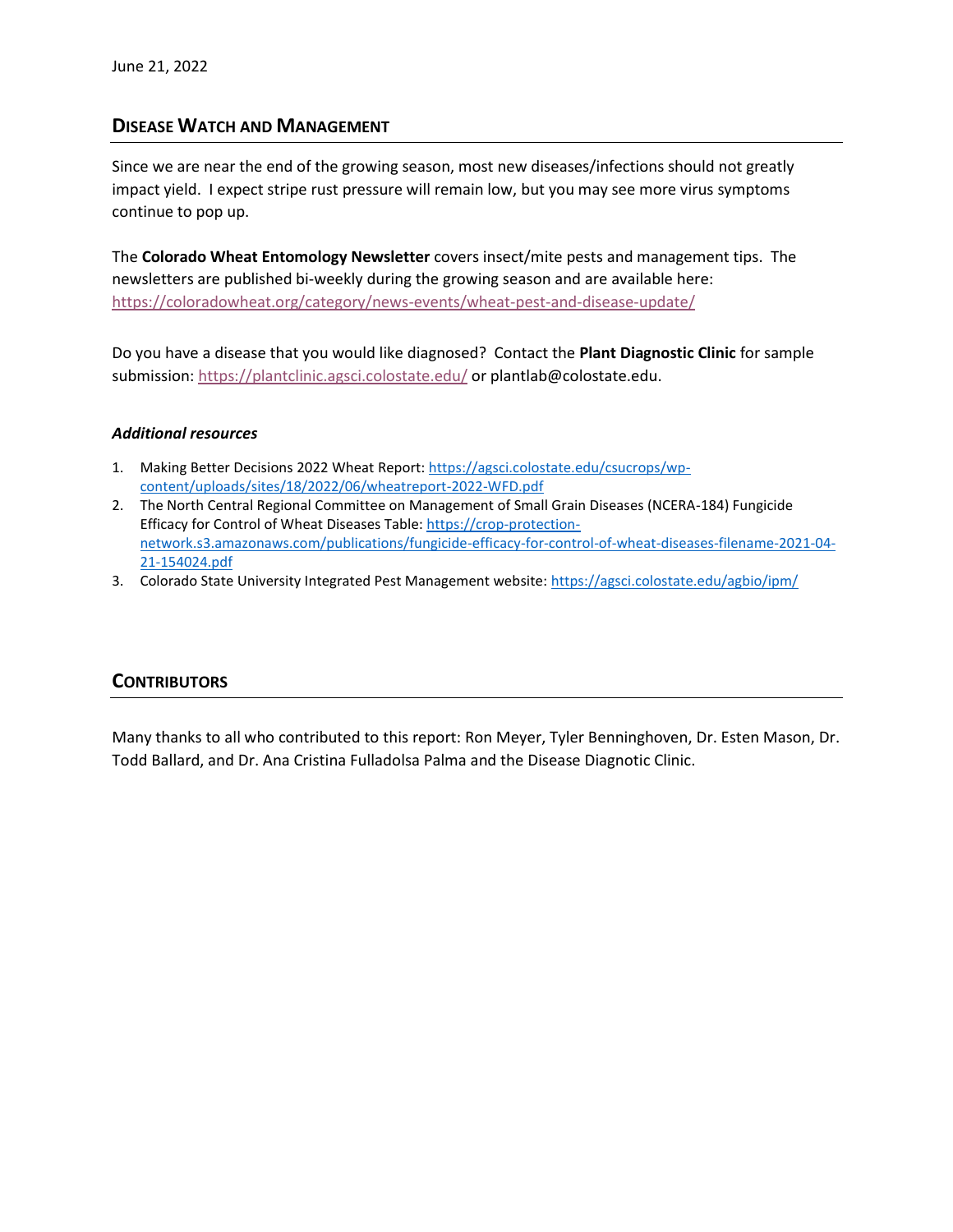June 21, 2022

## Disease Watch and Management

Since we are near the end of the growing season, most new diseases/infections should not greatly impact yield. I expect stripe rust pressure will remain low, but you may see more virus symptoms continue to pop up.

The **Colorado Wheat Entomology Newsletter** covers insect/mite pests and management tips. The newsletters are published bi-weekly during the growing season and are available here: https://coloradowheat.org/category/news-events/wheat-pest-and-disease-update/

Do you have a disease that you would like diagnosed? Contact the **Plant Diagnostic Clinic** for sample submission: https://plantclinic.agsci.colostate.edu/ or plantlab@colostate.edu.

### *Additional resources*

1. Making Better Decisions 2022 Wheat Report: https://agsci.colostate.edu/csucrops/wp-content/uploads/sites/18/2022/06/wheatreport-2022-WFD.pdf
2. The North Central Regional Committee on Management of Small Grain Diseases (NCERA-184) Fungicide Efficacy for Control of Wheat Diseases Table: https://crop-protection-network.s3.amazonaws.com/publications/fungicide-efficacy-for-control-of-wheat-diseases-filename-2021-04-21-154024.pdf
3. Colorado State University Integrated Pest Management website: https://agsci.colostate.edu/agbio/ipm/

## Contributors

Many thanks to all who contributed to this report: Ron Meyer, Tyler Benninghoven, Dr. Esten Mason, Dr. Todd Ballard, and Dr. Ana Cristina Fulladolsa Palma and the Disease Diagnotic Clinic.